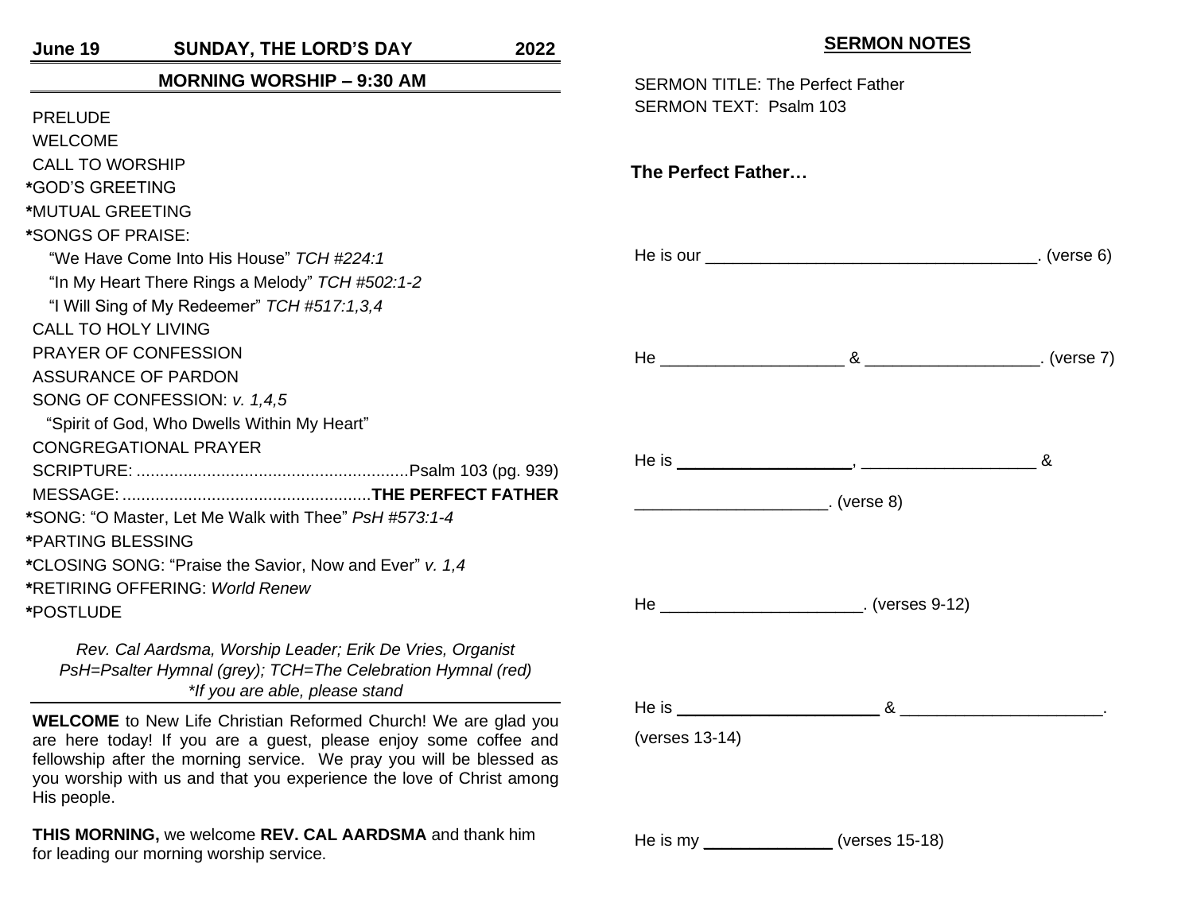**June 19 SUNDAY, THE LORD'S DAY 2022**

## MORNING WORSHIP – 9:30 AM

PRELUDE
WELCOME
CALL TO WORSHIP
*GOD'S GREETING
*MUTUAL GREETING
*SONGS OF PRAISE:
"We Have Come Into His House" *TCH #224:1*
"In My Heart There Rings a Melody" *TCH #502:1-2*
"I Will Sing of My Redeemer" *TCH #517:1,3,4*
CALL TO HOLY LIVING
PRAYER OF CONFESSION
ASSURANCE OF PARDON
SONG OF CONFESSION: *v. 1,4,5*
"Spirit of God, Who Dwells Within My Heart"
CONGREGATIONAL PRAYER
SCRIPTURE: ..........................................................Psalm 103 (pg. 939)
MESSAGE: .....................................................**THE PERFECT FATHER**
*SONG: "O Master, Let Me Walk with Thee" *PsH #573:1-4*
*PARTING BLESSING
*CLOSING SONG: "Praise the Savior, Now and Ever" *v. 1,4*
*RETIRING OFFERING: *World Renew*
*POSTLUDE

*Rev. Cal Aardsma, Worship Leader; Erik De Vries, Organist*
*PsH=Psalter Hymnal (grey); TCH=The Celebration Hymnal (red)*
*\*If you are able, please stand*

**WELCOME** to New Life Christian Reformed Church! We are glad you are here today! If you are a guest, please enjoy some coffee and fellowship after the morning service. We pray you will be blessed as you worship with us and that you experience the love of Christ among His people.

**THIS MORNING,** we welcome **REV. CAL AARDSMA** and thank him for leading our morning worship service.

## SERMON NOTES

SERMON TITLE: The Perfect Father
SERMON TEXT: Psalm 103

**The Perfect Father…**

He is our ____________________________________. (verse 6)

He ____________________ & ___________________. (verse 7)

He is ___________________, ___________________ &

_____________________. (verse 8)

He ______________________. (verses 9-12)

He is ______________________ & ______________________.

(verses 13-14)

He is my ______________ (verses 15-18)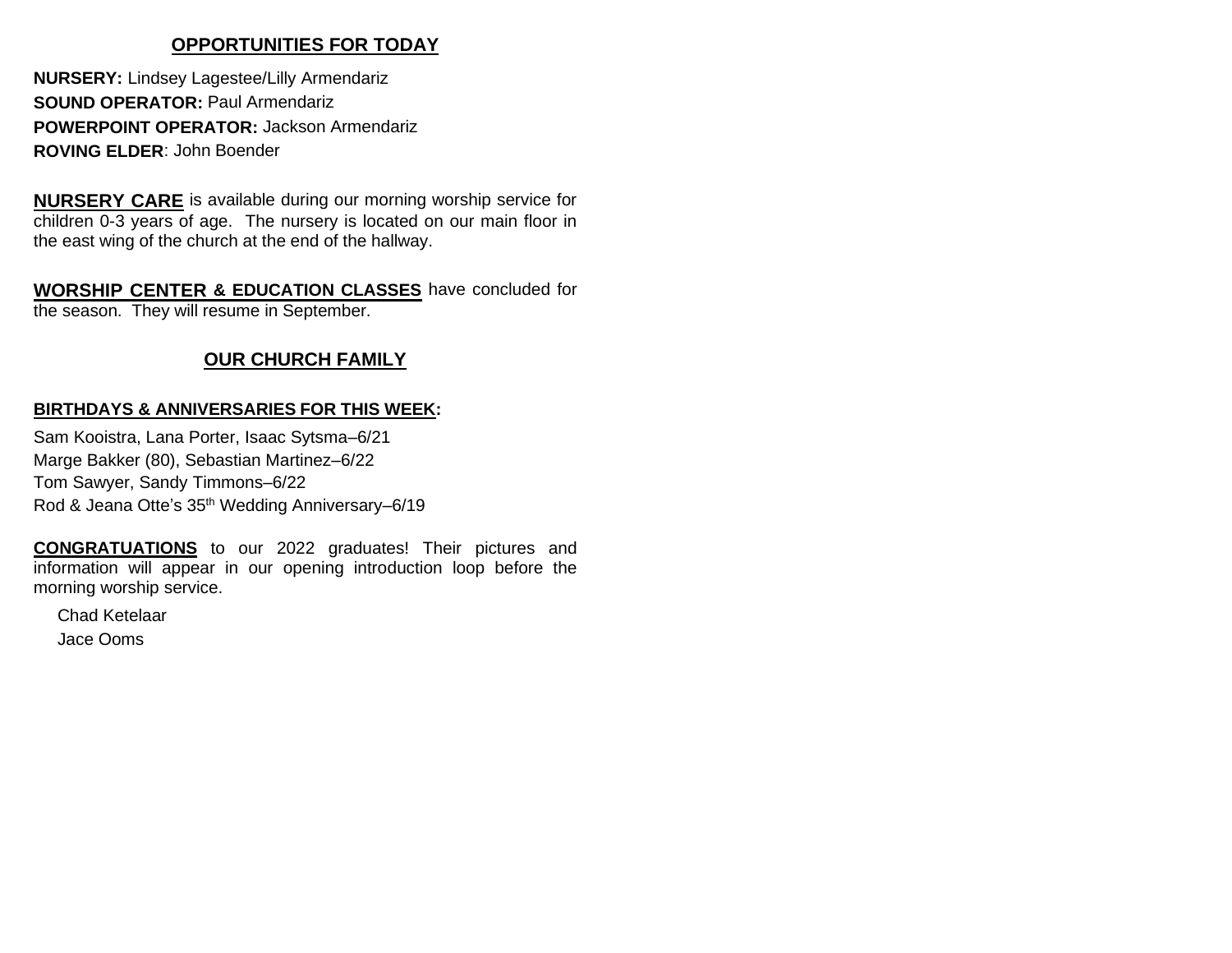## OPPORTUNITIES FOR TODAY

**NURSERY:** Lindsey Lagestee/Lilly Armendariz
**SOUND OPERATOR:** Paul Armendariz
**POWERPOINT OPERATOR:** Jackson Armendariz
**ROVING ELDER**: John Boender

**NURSERY CARE** is available during our morning worship service for children 0-3 years of age. The nursery is located on our main floor in the east wing of the church at the end of the hallway.

**WORSHIP CENTER & EDUCATION CLASSES** have concluded for the season. They will resume in September.

## OUR CHURCH FAMILY

**BIRTHDAYS & ANNIVERSARIES FOR THIS WEEK:**

Sam Kooistra, Lana Porter, Isaac Sytsma–6/21
Marge Bakker (80), Sebastian Martinez–6/22
Tom Sawyer, Sandy Timmons–6/22
Rod & Jeana Otte's 35th Wedding Anniversary–6/19

**CONGRATUATIONS** to our 2022 graduates! Their pictures and information will appear in our opening introduction loop before the morning worship service.

Chad Ketelaar
Jace Ooms